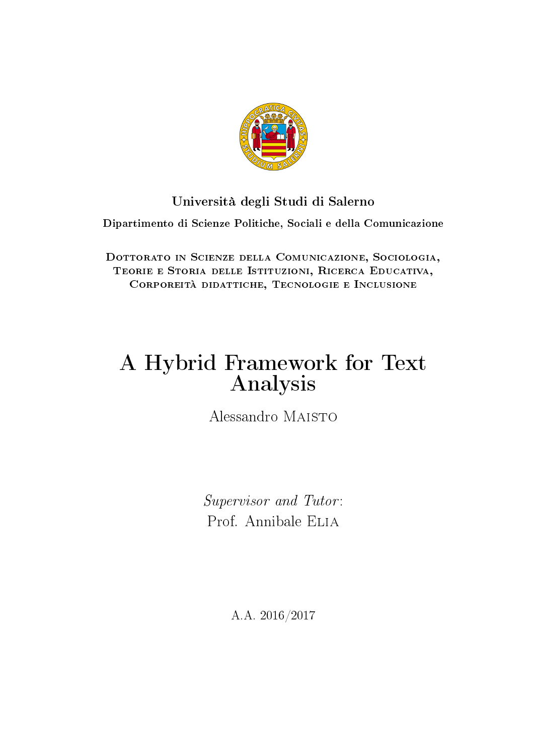**Università degli Studi di Salerno**

**Dipartimento di Scienze Politiche, Sociali e della Comunicazione**

Dottorato in Scienze della Comunicazione, Sociologia, Teorie e Storia delle Istituzioni, Ricerca Educativa, Corporeità didattiche, Tecnologie e Inclusione

# A Hybrid Framework for Text Analysis

Alessandro Maisto

*Supervisor and Tutor*:
Prof. Annibale Elia

A.A. 2016/2017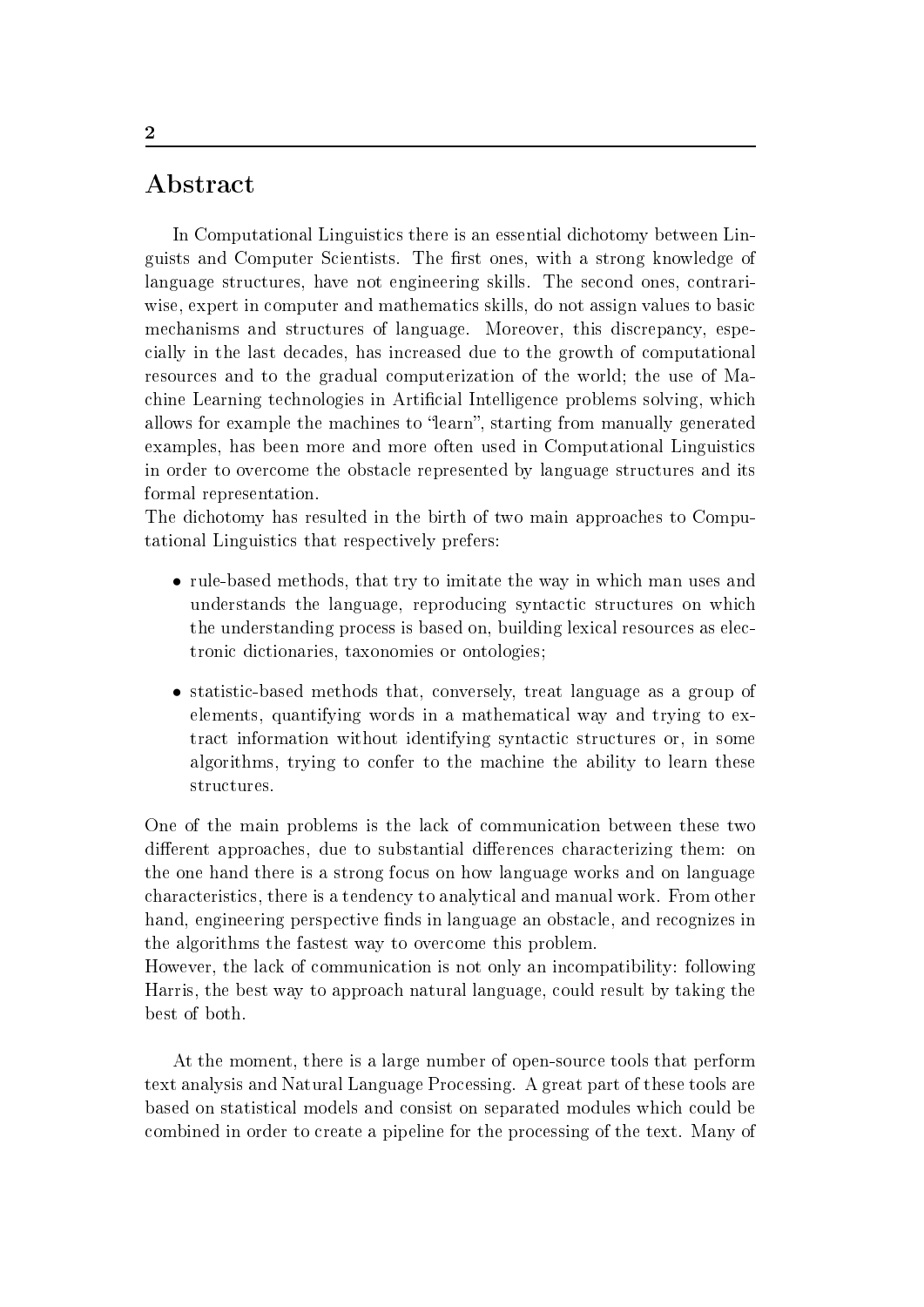## Abstract

In Computational Linguistics there is an essential dichotomy between Linguists and Computer Scientists. The first ones, with a strong knowledge of language structures, have not engineering skills. The second ones, contrariwise, expert in computer and mathematics skills, do not assign values to basic mechanisms and structures of language. Moreover, this discrepancy, especially in the last decades, has increased due to the growth of computational resources and to the gradual computerization of the world; the use of Machine Learning technologies in Artificial Intelligence problems solving, which allows for example the machines to "learn", starting from manually generated examples, has been more and more often used in Computational Linguistics in order to overcome the obstacle represented by language structures and its formal representation.
The dichotomy has resulted in the birth of two main approaches to Computational Linguistics that respectively prefers:

- rule-based methods, that try to imitate the way in which man uses and understands the language, reproducing syntactic structures on which the understanding process is based on, building lexical resources as electronic dictionaries, taxonomies or ontologies;
- statistic-based methods that, conversely, treat language as a group of elements, quantifying words in a mathematical way and trying to extract information without identifying syntactic structures or, in some algorithms, trying to confer to the machine the ability to learn these structures.

One of the main problems is the lack of communication between these two different approaches, due to substantial differences characterizing them: on the one hand there is a strong focus on how language works and on language characteristics, there is a tendency to analytical and manual work. From other hand, engineering perspective finds in language an obstacle, and recognizes in the algorithms the fastest way to overcome this problem.
However, the lack of communication is not only an incompatibility: following Harris, the best way to approach natural language, could result by taking the best of both.

At the moment, there is a large number of open-source tools that perform text analysis and Natural Language Processing. A great part of these tools are based on statistical models and consist on separated modules which could be combined in order to create a pipeline for the processing of the text. Many of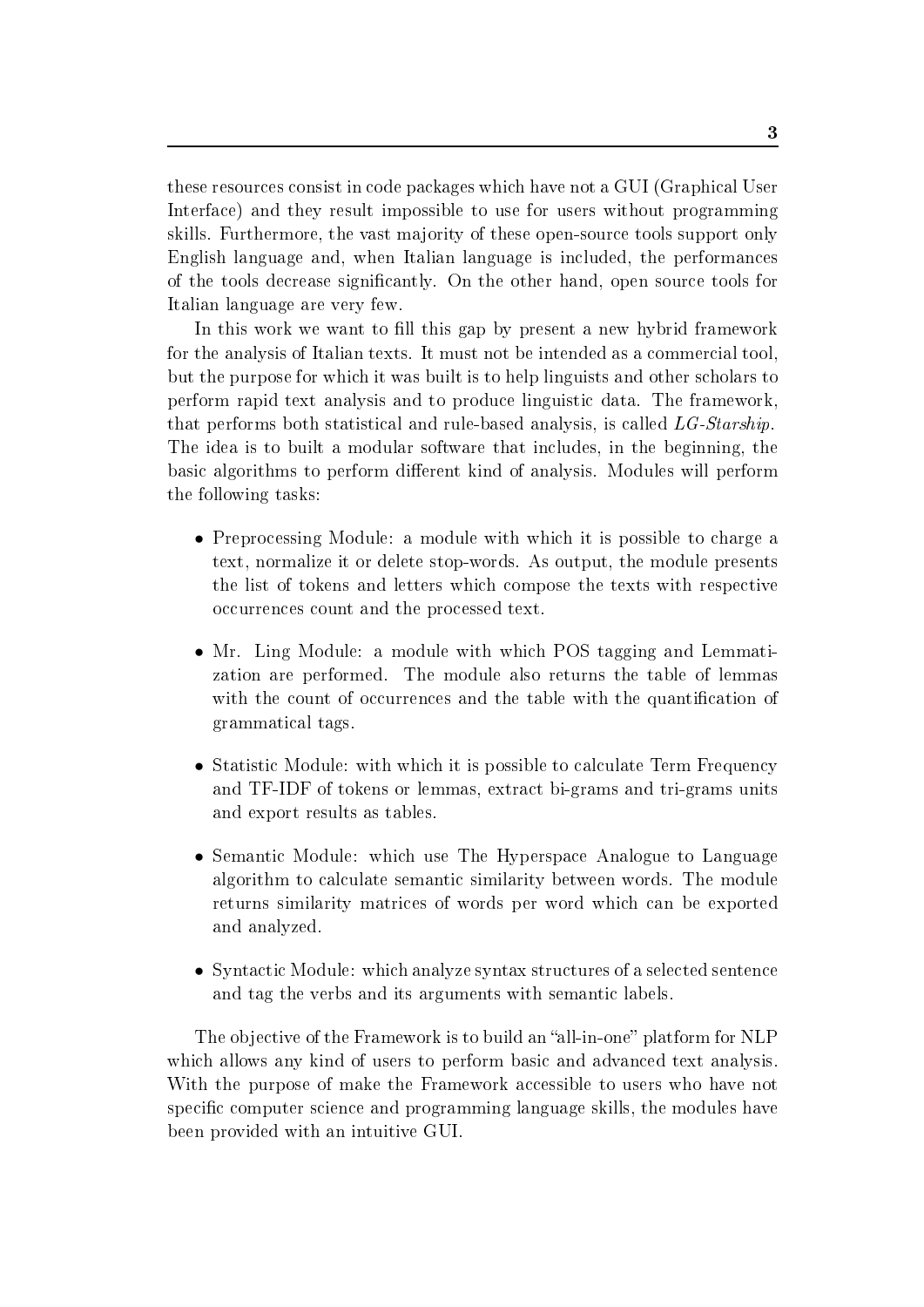these resources consist in code packages which have not a GUI (Graphical User Interface) and they result impossible to use for users without programming skills. Furthermore, the vast majority of these open-source tools support only English language and, when Italian language is included, the performances of the tools decrease significantly. On the other hand, open source tools for Italian language are very few.

In this work we want to fill this gap by present a new hybrid framework for the analysis of Italian texts. It must not be intended as a commercial tool, but the purpose for which it was built is to help linguists and other scholars to perform rapid text analysis and to produce linguistic data. The framework, that performs both statistical and rule-based analysis, is called *LG-Starship*. The idea is to built a modular software that includes, in the beginning, the basic algorithms to perform different kind of analysis. Modules will perform the following tasks:

- Preprocessing Module: a module with which it is possible to charge a text, normalize it or delete stop-words. As output, the module presents the list of tokens and letters which compose the texts with respective occurrences count and the processed text.
- Mr. Ling Module: a module with which POS tagging and Lemmatization are performed. The module also returns the table of lemmas with the count of occurrences and the table with the quantification of grammatical tags.
- Statistic Module: with which it is possible to calculate Term Frequency and TF-IDF of tokens or lemmas, extract bi-grams and tri-grams units and export results as tables.
- Semantic Module: which use The Hyperspace Analogue to Language algorithm to calculate semantic similarity between words. The module returns similarity matrices of words per word which can be exported and analyzed.
- Syntactic Module: which analyze syntax structures of a selected sentence and tag the verbs and its arguments with semantic labels.

The objective of the Framework is to build an "all-in-one" platform for NLP which allows any kind of users to perform basic and advanced text analysis. With the purpose of make the Framework accessible to users who have not specific computer science and programming language skills, the modules have been provided with an intuitive GUI.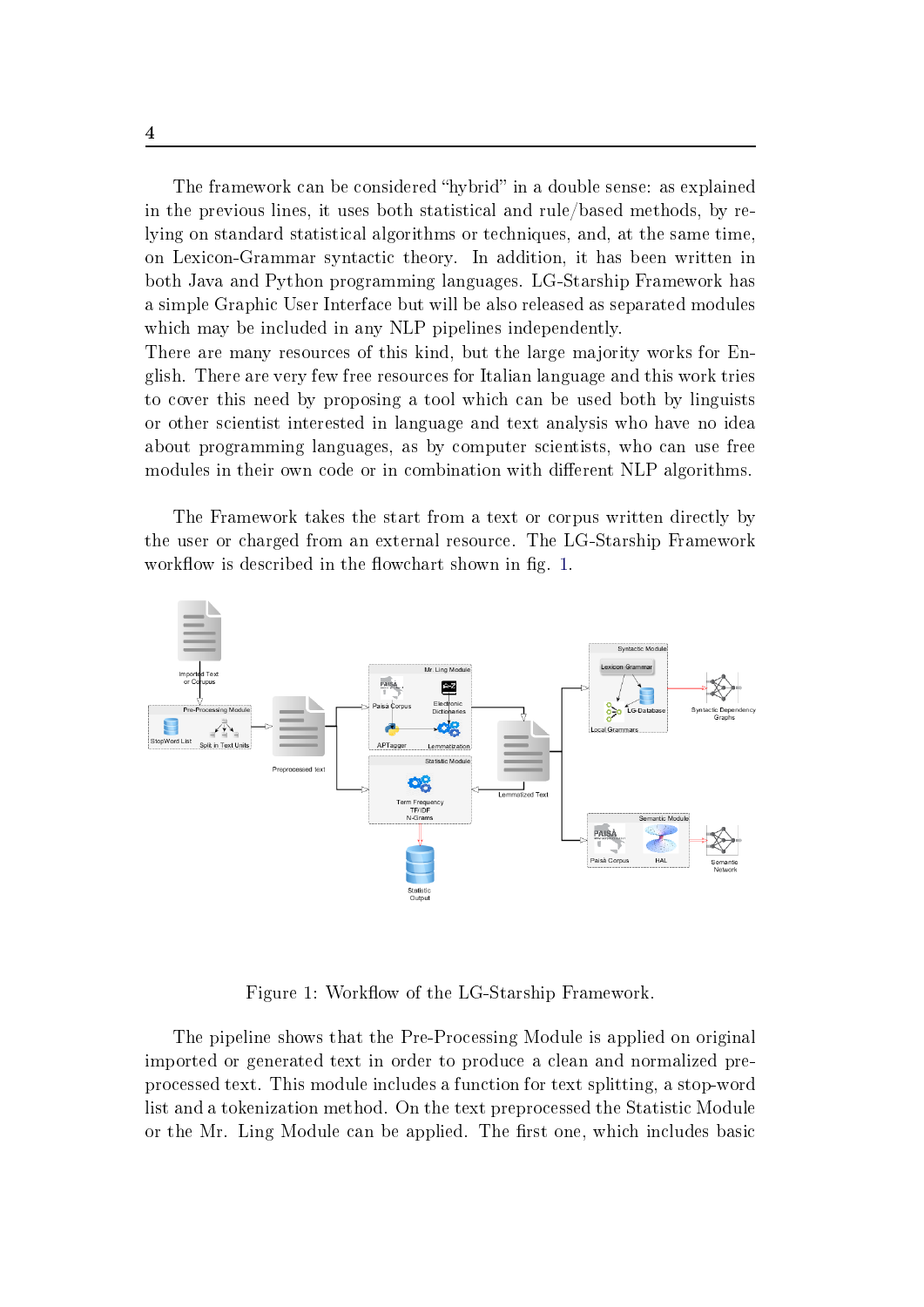The framework can be considered "hybrid" in a double sense: as explained in the previous lines, it uses both statistical and rule/based methods, by relying on standard statistical algorithms or techniques, and, at the same time, on Lexicon-Grammar syntactic theory. In addition, it has been written in both Java and Python programming languages. LG-Starship Framework has a simple Graphic User Interface but will be also released as separated modules which may be included in any NLP pipelines independently.
There are many resources of this kind, but the large majority works for English. There are very few free resources for Italian language and this work tries to cover this need by proposing a tool which can be used both by linguists or other scientist interested in language and text analysis who have no idea about programming languages, as by computer scientists, who can use free modules in their own code or in combination with different NLP algorithms.

The Framework takes the start from a text or corpus written directly by the user or charged from an external resource. The LG-Starship Framework workflow is described in the flowchart shown in fig. 1.

Figure 1: Workflow of the LG-Starship Framework.

The pipeline shows that the Pre-Processing Module is applied on original imported or generated text in order to produce a clean and normalized preprocessed text. This module includes a function for text splitting, a stop-word list and a tokenization method. On the text preprocessed the Statistic Module or the Mr. Ling Module can be applied. The first one, which includes basic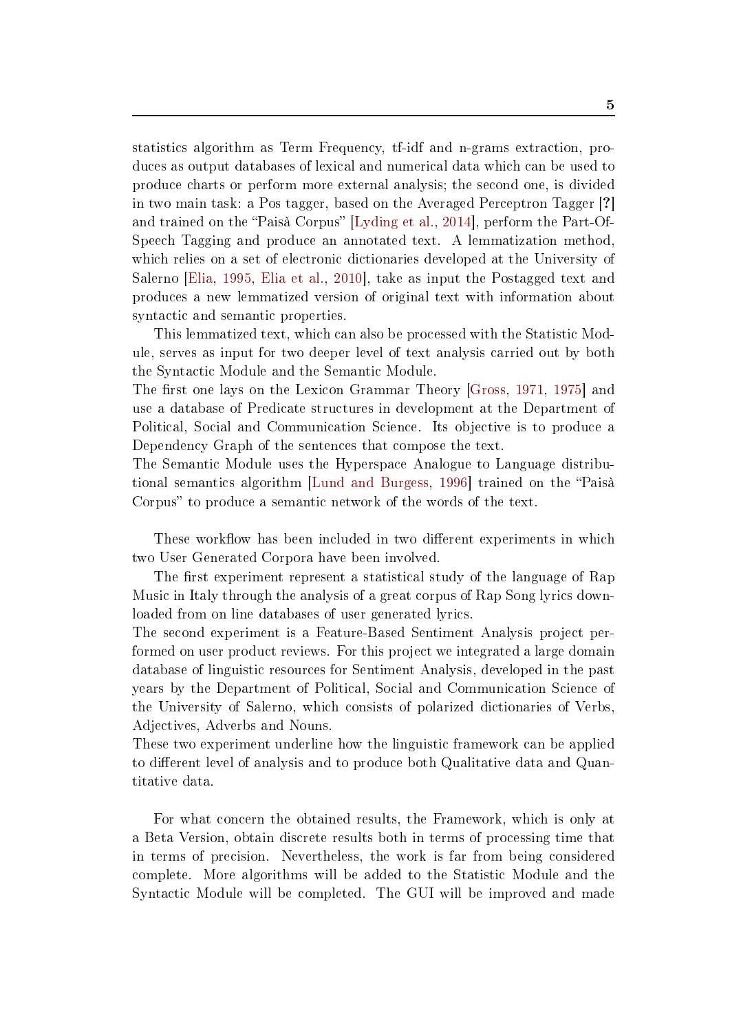statistics algorithm as Term Frequency, tf-idf and n-grams extraction, produces as output databases of lexical and numerical data which can be used to produce charts or perform more external analysis; the second one, is divided in two main task: a Pos tagger, based on the Averaged Perceptron Tagger [?] and trained on the "Paisà Corpus" [Lyding et al., 2014], perform the Part-Of-Speech Tagging and produce an annotated text. A lemmatization method, which relies on a set of electronic dictionaries developed at the University of Salerno [Elia, 1995, Elia et al., 2010], take as input the Postagged text and produces a new lemmatized version of original text with information about syntactic and semantic properties.

This lemmatized text, which can also be processed with the Statistic Module, serves as input for two deeper level of text analysis carried out by both the Syntactic Module and the Semantic Module.
The first one lays on the Lexicon Grammar Theory [Gross, 1971, 1975] and use a database of Predicate structures in development at the Department of Political, Social and Communication Science. Its objective is to produce a Dependency Graph of the sentences that compose the text.
The Semantic Module uses the Hyperspace Analogue to Language distributional semantics algorithm [Lund and Burgess, 1996] trained on the "Paisà Corpus" to produce a semantic network of the words of the text.

These workflow has been included in two different experiments in which two User Generated Corpora have been involved.

The first experiment represent a statistical study of the language of Rap Music in Italy through the analysis of a great corpus of Rap Song lyrics downloaded from on line databases of user generated lyrics.
The second experiment is a Feature-Based Sentiment Analysis project performed on user product reviews. For this project we integrated a large domain database of linguistic resources for Sentiment Analysis, developed in the past years by the Department of Political, Social and Communication Science of the University of Salerno, which consists of polarized dictionaries of Verbs, Adjectives, Adverbs and Nouns.
These two experiment underline how the linguistic framework can be applied to different level of analysis and to produce both Qualitative data and Quantitative data.

For what concern the obtained results, the Framework, which is only at a Beta Version, obtain discrete results both in terms of processing time that in terms of precision. Nevertheless, the work is far from being considered complete. More algorithms will be added to the Statistic Module and the Syntactic Module will be completed. The GUI will be improved and made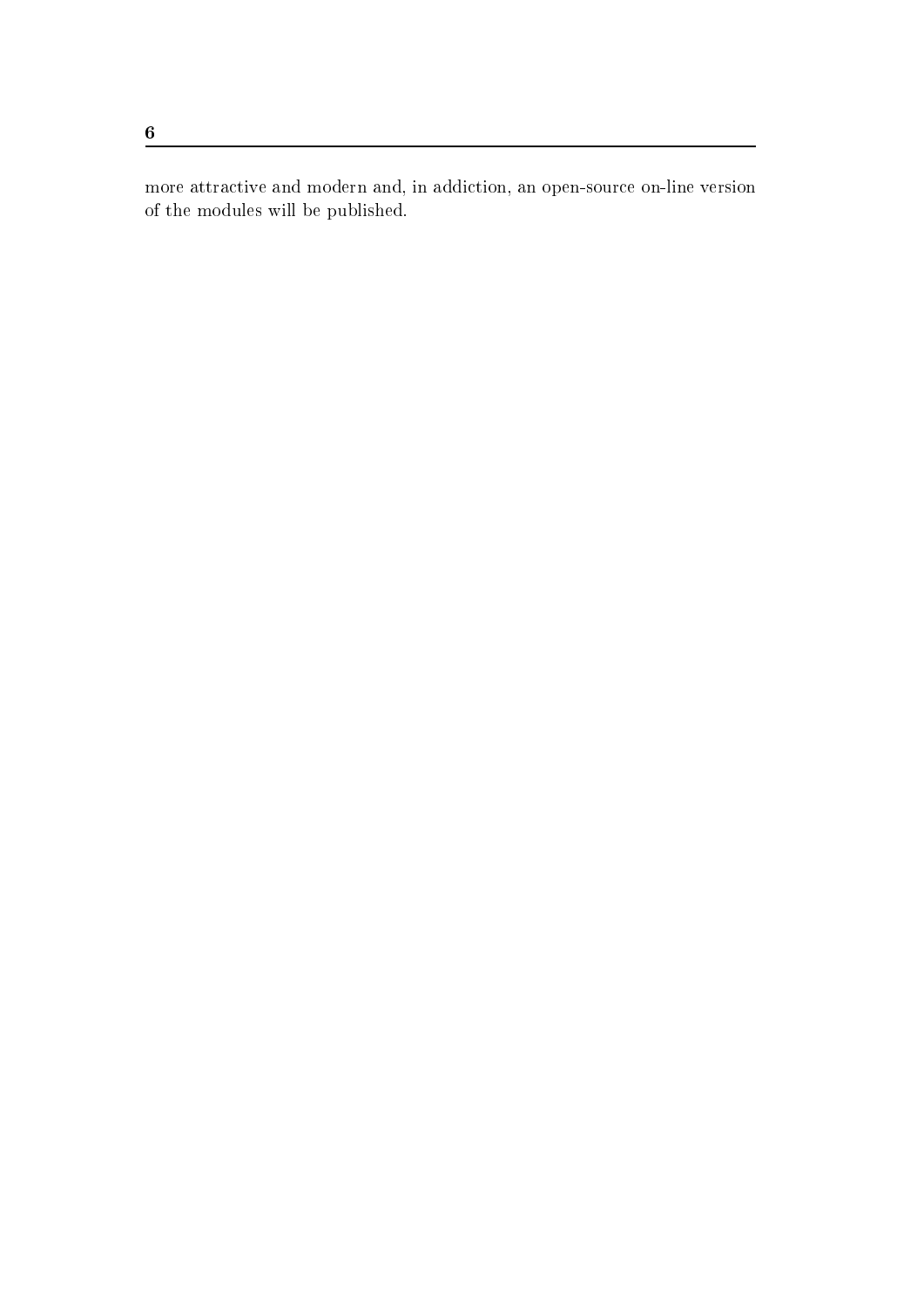more attractive and modern and, in addiction, an open-source on-line version of the modules will be published.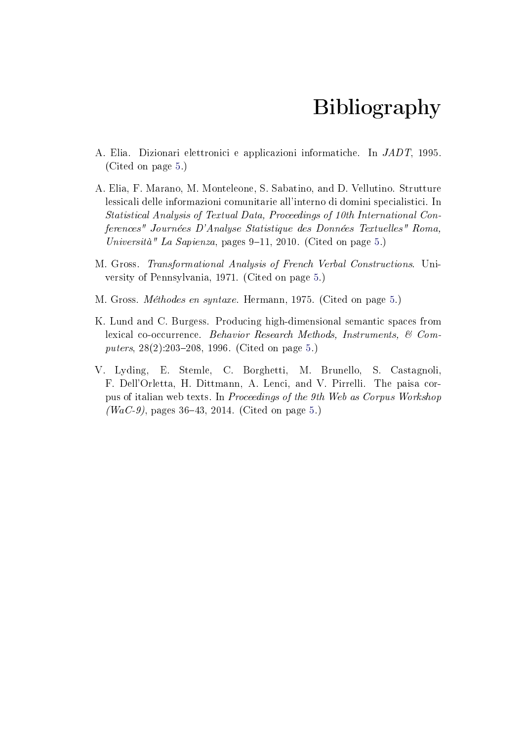# Bibliography

A. Elia. Dizionari elettronici e applicazioni informatiche. In *JADT*, 1995. (Cited on page 5.)

A. Elia, F. Marano, M. Monteleone, S. Sabatino, and D. Vellutino. Strutture lessicali delle informazioni comunitarie all'interno di domini specialistici. In *Statistical Analysis of Textual Data, Proceedings of 10th International Conferences" Journées D'Analyse Statistique des Données Textuelles" Roma, Università" La Sapienza*, pages 9–11, 2010. (Cited on page 5.)

M. Gross. *Transformational Analysis of French Verbal Constructions*. University of Pennsylvania, 1971. (Cited on page 5.)

M. Gross. *Méthodes en syntaxe*. Hermann, 1975. (Cited on page 5.)

K. Lund and C. Burgess. Producing high-dimensional semantic spaces from lexical co-occurrence. *Behavior Research Methods, Instruments, & Computers*, 28(2):203–208, 1996. (Cited on page 5.)

V. Lyding, E. Stemle, C. Borghetti, M. Brunello, S. Castagnoli, F. Dell'Orletta, H. Dittmann, A. Lenci, and V. Pirrelli. The paisa corpus of italian web texts. In *Proceedings of the 9th Web as Corpus Workshop (WaC-9)*, pages 36–43, 2014. (Cited on page 5.)